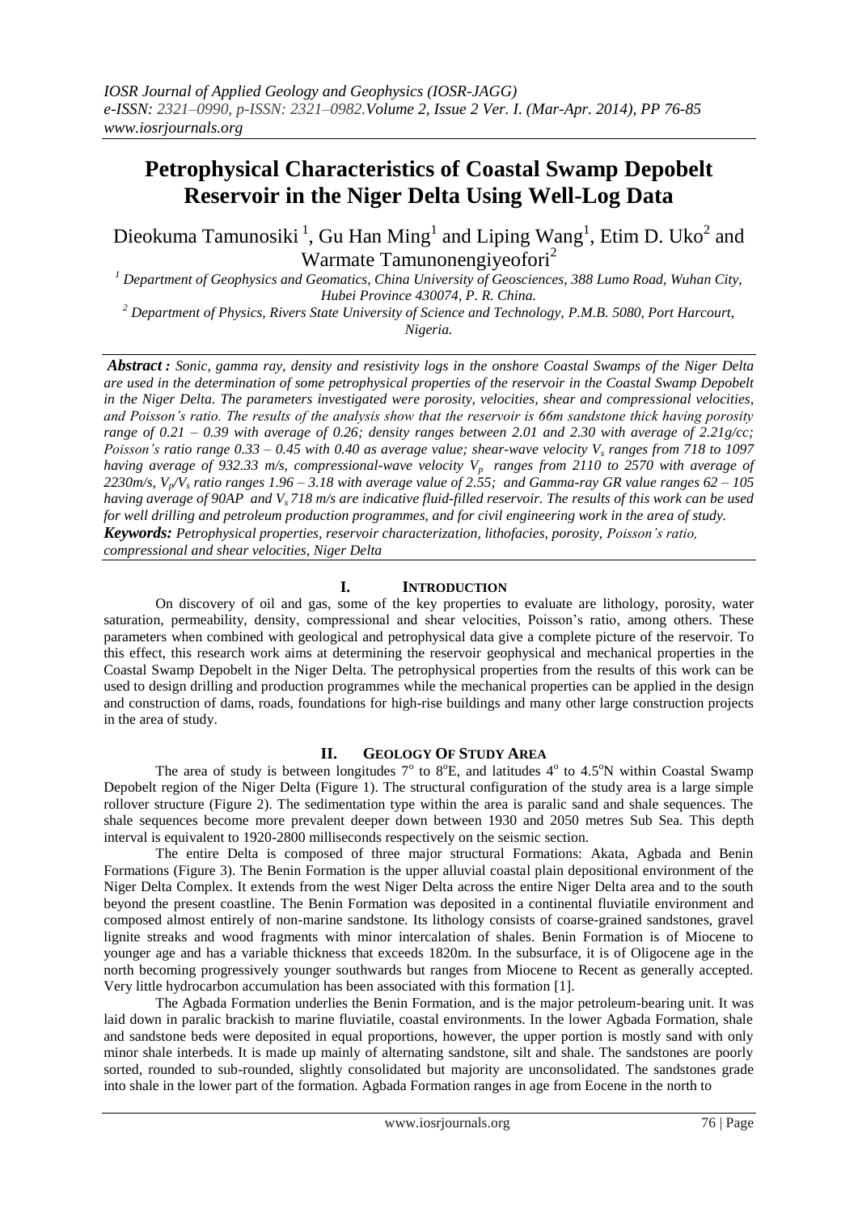# Petrophysical Characteristics of Coastal Swamp Depobelt Reservoir in the Niger Delta Using Well-Log Data

Dieokuma Tamunosiki [1], Gu Han Ming[1] and Liping Wang[1], Etim D. Uko[2] and Warmate Tamunonengiyeofori[2]

[1] *Department of Geophysics and Geomatics, China University of Geosciences, 388 Lumo Road, Wuhan City, Hubei Province 430074, P. R. China.*

[2] *Department of Physics, Rivers State University of Science and Technology, P.M.B. 5080, Port Harcourt, Nigeria.*

***Abstract :*** *Sonic, gamma ray, density and resistivity logs in the onshore Coastal Swamps of the Niger Delta are used in the determination of some petrophysical properties of the reservoir in the Coastal Swamp Depobelt in the Niger Delta. The parameters investigated were porosity, velocities, shear and compressional velocities, and Poisson's ratio. The results of the analysis show that the reservoir is 66m sandstone thick having porosity range of 0.21 – 0.39 with average of 0.26; density ranges between 2.01 and 2.30 with average of 2.21g/cc; Poisson's ratio range 0.33 – 0.45 with 0.40 as average value; shear-wave velocity $V_s$ ranges from 718 to 1097 having average of 932.33 m/s, compressional-wave velocity $V_p$ ranges from 2110 to 2570 with average of 2230m/s, $V_p/V_s$ ratio ranges 1.96 – 3.18 with average value of 2.55; and Gamma-ray GR value ranges 62 – 105 having average of 90AP and $V_s$ 718 m/s are indicative fluid-filled reservoir. The results of this work can be used for well drilling and petroleum production programmes, and for civil engineering work in the area of study.*

***Keywords:*** *Petrophysical properties, reservoir characterization, lithofacies, porosity, Poisson's ratio, compressional and shear velocities, Niger Delta*

## I. INTRODUCTION

On discovery of oil and gas, some of the key properties to evaluate are lithology, porosity, water saturation, permeability, density, compressional and shear velocities, Poisson's ratio, among others. These parameters when combined with geological and petrophysical data give a complete picture of the reservoir. To this effect, this research work aims at determining the reservoir geophysical and mechanical properties in the Coastal Swamp Depobelt in the Niger Delta. The petrophysical properties from the results of this work can be used to design drilling and production programmes while the mechanical properties can be applied in the design and construction of dams, roads, foundations for high-rise buildings and many other large construction projects in the area of study.

## II. GEOLOGY OF STUDY AREA

The area of study is between longitudes 7° to 8°E, and latitudes 4° to 4.5°N within Coastal Swamp Depobelt region of the Niger Delta (Figure 1). The structural configuration of the study area is a large simple rollover structure (Figure 2). The sedimentation type within the area is paralic sand and shale sequences. The shale sequences become more prevalent deeper down between 1930 and 2050 metres Sub Sea. This depth interval is equivalent to 1920-2800 milliseconds respectively on the seismic section.

The entire Delta is composed of three major structural Formations: Akata, Agbada and Benin Formations (Figure 3). The Benin Formation is the upper alluvial coastal plain depositional environment of the Niger Delta Complex. It extends from the west Niger Delta across the entire Niger Delta area and to the south beyond the present coastline. The Benin Formation was deposited in a continental fluviatile environment and composed almost entirely of non-marine sandstone. Its lithology consists of coarse-grained sandstones, gravel lignite streaks and wood fragments with minor intercalation of shales. Benin Formation is of Miocene to younger age and has a variable thickness that exceeds 1820m. In the subsurface, it is of Oligocene age in the north becoming progressively younger southwards but ranges from Miocene to Recent as generally accepted. Very little hydrocarbon accumulation has been associated with this formation [1].

The Agbada Formation underlies the Benin Formation, and is the major petroleum-bearing unit. It was laid down in paralic brackish to marine fluviatile, coastal environments. In the lower Agbada Formation, shale and sandstone beds were deposited in equal proportions, however, the upper portion is mostly sand with only minor shale interbeds. It is made up mainly of alternating sandstone, silt and shale. The sandstones are poorly sorted, rounded to sub-rounded, slightly consolidated but majority are unconsolidated. The sandstones grade into shale in the lower part of the formation. Agbada Formation ranges in age from Eocene in the north to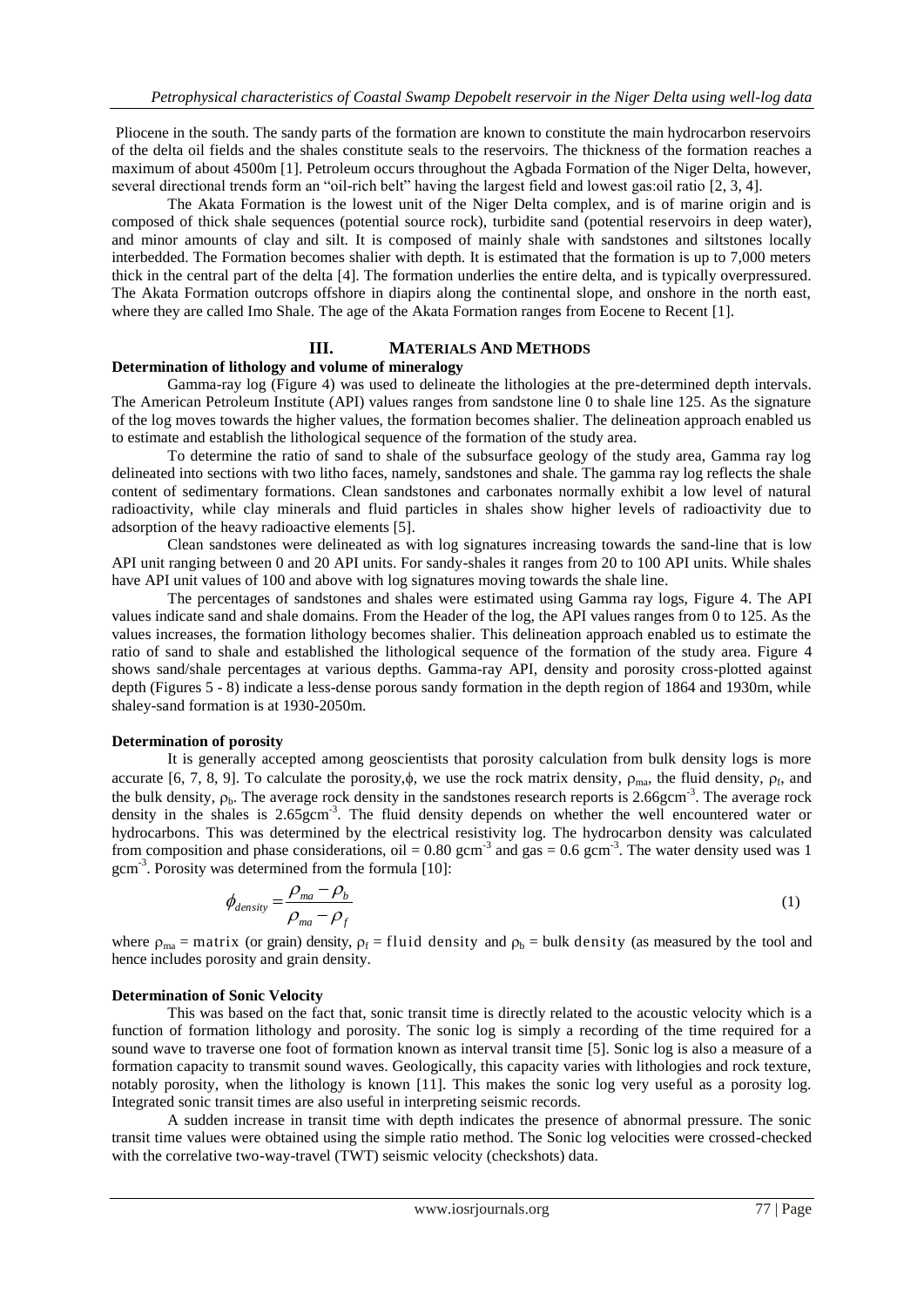Pliocene in the south. The sandy parts of the formation are known to constitute the main hydrocarbon reservoirs of the delta oil fields and the shales constitute seals to the reservoirs. The thickness of the formation reaches a maximum of about 4500m [1]. Petroleum occurs throughout the Agbada Formation of the Niger Delta, however, several directional trends form an "oil-rich belt" having the largest field and lowest gas:oil ratio [2, 3, 4].

The Akata Formation is the lowest unit of the Niger Delta complex, and is of marine origin and is composed of thick shale sequences (potential source rock), turbidite sand (potential reservoirs in deep water), and minor amounts of clay and silt. It is composed of mainly shale with sandstones and siltstones locally interbedded. The Formation becomes shalier with depth. It is estimated that the formation is up to 7,000 meters thick in the central part of the delta [4]. The formation underlies the entire delta, and is typically overpressured. The Akata Formation outcrops offshore in diapirs along the continental slope, and onshore in the north east, where they are called Imo Shale. The age of the Akata Formation ranges from Eocene to Recent [1].

## III. Materials And Methods

### Determination of lithology and volume of mineralogy

Gamma-ray log (Figure 4) was used to delineate the lithologies at the pre-determined depth intervals. The American Petroleum Institute (API) values ranges from sandstone line 0 to shale line 125. As the signature of the log moves towards the higher values, the formation becomes shalier. The delineation approach enabled us to estimate and establish the lithological sequence of the formation of the study area.

To determine the ratio of sand to shale of the subsurface geology of the study area, Gamma ray log delineated into sections with two litho faces, namely, sandstones and shale. The gamma ray log reflects the shale content of sedimentary formations. Clean sandstones and carbonates normally exhibit a low level of natural radioactivity, while clay minerals and fluid particles in shales show higher levels of radioactivity due to adsorption of the heavy radioactive elements [5].

Clean sandstones were delineated as with log signatures increasing towards the sand-line that is low API unit ranging between 0 and 20 API units. For sandy-shales it ranges from 20 to 100 API units. While shales have API unit values of 100 and above with log signatures moving towards the shale line.

The percentages of sandstones and shales were estimated using Gamma ray logs, Figure 4. The API values indicate sand and shale domains. From the Header of the log, the API values ranges from 0 to 125. As the values increases, the formation lithology becomes shalier. This delineation approach enabled us to estimate the ratio of sand to shale and established the lithological sequence of the formation of the study area. Figure 4 shows sand/shale percentages at various depths. Gamma-ray API, density and porosity cross-plotted against depth (Figures 5 - 8) indicate a less-dense porous sandy formation in the depth region of 1864 and 1930m, while shaley-sand formation is at 1930-2050m.

### Determination of porosity

It is generally accepted among geoscientists that porosity calculation from bulk density logs is more accurate [6, 7, 8, 9]. To calculate the porosity, $\phi$, we use the rock matrix density, $\rho_{ma}$, the fluid density, $\rho_f$, and the bulk density, $\rho_b$. The average rock density in the sandstones research reports is 2.66gcm$^{-3}$. The average rock density in the shales is 2.65gcm$^{-3}$. The fluid density depends on whether the well encountered water or hydrocarbons. This was determined by the electrical resistivity log. The hydrocarbon density was calculated from composition and phase considerations, oil = 0.80 gcm$^{-3}$ and gas = 0.6 gcm$^{-3}$. The water density used was 1 gcm$^{-3}$. Porosity was determined from the formula [10]:

$$\phi_{density} = \frac{\rho_{ma} - \rho_b}{\rho_{ma} - \rho_f} \tag{1}$$

where $\rho_{ma}$ = matrix (or grain) density, $\rho_f$ = fluid density and $\rho_b$ = bulk density (as measured by the tool and hence includes porosity and grain density.

### Determination of Sonic Velocity

This was based on the fact that, sonic transit time is directly related to the acoustic velocity which is a function of formation lithology and porosity. The sonic log is simply a recording of the time required for a sound wave to traverse one foot of formation known as interval transit time [5]. Sonic log is also a measure of a formation capacity to transmit sound waves. Geologically, this capacity varies with lithologies and rock texture, notably porosity, when the lithology is known [11]. This makes the sonic log very useful as a porosity log. Integrated sonic transit times are also useful in interpreting seismic records.

A sudden increase in transit time with depth indicates the presence of abnormal pressure. The sonic transit time values were obtained using the simple ratio method. The Sonic log velocities were crossed-checked with the correlative two-way-travel (TWT) seismic velocity (checkshots) data.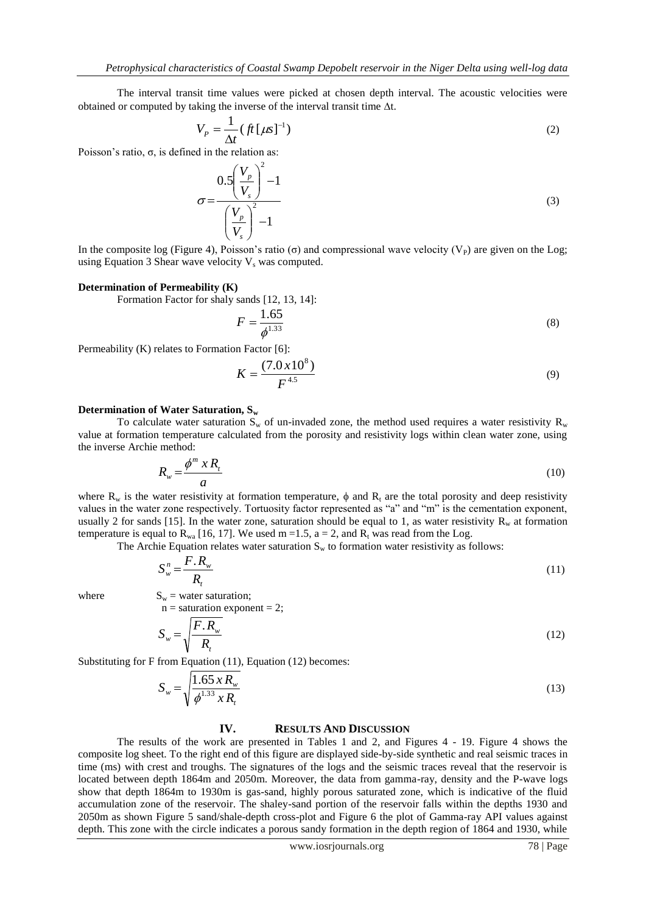The interval transit time values were picked at chosen depth interval. The acoustic velocities were obtained or computed by taking the inverse of the interval transit time Δt.

$$V_P = \frac{1}{\Delta t}(ft[\mu s]^{-1}) \tag{2}$$

Poisson's ratio, σ, is defined in the relation as:

$$\sigma = \frac{0.5\left(\frac{V_p}{V_s}\right)^2 - 1}{\left(\frac{V_p}{V_s}\right)^2 - 1} \tag{3}$$

In the composite log (Figure 4), Poisson's ratio (σ) and compressional wave velocity ($V_P$) are given on the Log; using Equation 3 Shear wave velocity $V_s$ was computed.

**Determination of Permeability (K)**

Formation Factor for shaly sands [12, 13, 14]:

$$F = \frac{1.65}{\phi^{1.33}} \tag{8}$$

Permeability (K) relates to Formation Factor [6]:

$$K = \frac{(7.0x10^8)}{F^{4.5}} \tag{9}$$

**Determination of Water Saturation, $S_w$**

To calculate water saturation $S_w$ of un-invaded zone, the method used requires a water resistivity $R_w$ value at formation temperature calculated from the porosity and resistivity logs within clean water zone, using the inverse Archie method:

$$R_w = \frac{\phi^m \; x \; R_t}{a} \tag{10}$$

where $R_w$ is the water resistivity at formation temperature, ϕ and $R_t$ are the total porosity and deep resistivity values in the water zone respectively. Tortuosity factor represented as "a" and "m" is the cementation exponent, usually 2 for sands [15]. In the water zone, saturation should be equal to 1, as water resistivity $R_w$ at formation temperature is equal to $R_{wa}$ [16, 17]. We used m =1.5, a = 2, and $R_t$ was read from the Log.

The Archie Equation relates water saturation $S_w$ to formation water resistivity as follows:

$$S_w^n = \frac{F.R_w}{R_t} \tag{11}$$

where $S_w$ = water saturation;
n = saturation exponent = 2;

$$S_w = \sqrt{\frac{F.R_w}{R_t}} \tag{12}$$

Substituting for F from Equation (11), Equation (12) becomes:

$$S_w = \sqrt{\frac{1.65 \; x \; R_w}{\phi^{1.33} \; x \; R_t}} \tag{13}$$

## IV. RESULTS AND DISCUSSION

The results of the work are presented in Tables 1 and 2, and Figures 4 - 19. Figure 4 shows the composite log sheet. To the right end of this figure are displayed side-by-side synthetic and real seismic traces in time (ms) with crest and troughs. The signatures of the logs and the seismic traces reveal that the reservoir is located between depth 1864m and 2050m. Moreover, the data from gamma-ray, density and the P-wave logs show that depth 1864m to 1930m is gas-sand, highly porous saturated zone, which is indicative of the fluid accumulation zone of the reservoir. The shaley-sand portion of the reservoir falls within the depths 1930 and 2050m as shown Figure 5 sand/shale-depth cross-plot and Figure 6 the plot of Gamma-ray API values against depth. This zone with the circle indicates a porous sandy formation in the depth region of 1864 and 1930, while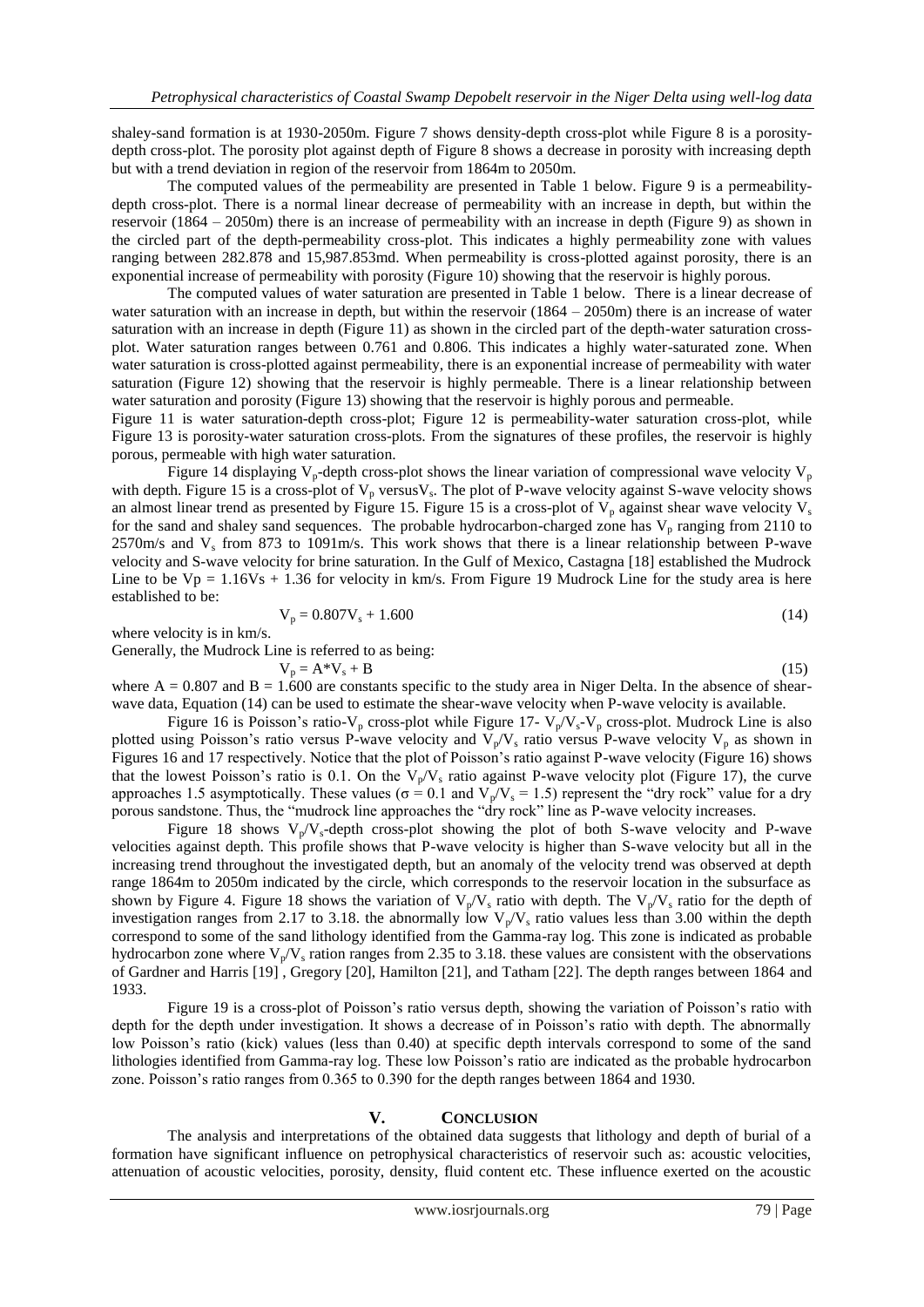shaley-sand formation is at 1930-2050m. Figure 7 shows density-depth cross-plot while Figure 8 is a porosity-depth cross-plot. The porosity plot against depth of Figure 8 shows a decrease in porosity with increasing depth but with a trend deviation in region of the reservoir from 1864m to 2050m.

The computed values of the permeability are presented in Table 1 below. Figure 9 is a permeability-depth cross-plot. There is a normal linear decrease of permeability with an increase in depth, but within the reservoir (1864 – 2050m) there is an increase of permeability with an increase in depth (Figure 9) as shown in the circled part of the depth-permeability cross-plot. This indicates a highly permeability zone with values ranging between 282.878 and 15,987.853md. When permeability is cross-plotted against porosity, there is an exponential increase of permeability with porosity (Figure 10) showing that the reservoir is highly porous.

The computed values of water saturation are presented in Table 1 below. There is a linear decrease of water saturation with an increase in depth, but within the reservoir (1864 – 2050m) there is an increase of water saturation with an increase in depth (Figure 11) as shown in the circled part of the depth-water saturation cross-plot. Water saturation ranges between 0.761 and 0.806. This indicates a highly water-saturated zone. When water saturation is cross-plotted against permeability, there is an exponential increase of permeability with water saturation (Figure 12) showing that the reservoir is highly permeable. There is a linear relationship between water saturation and porosity (Figure 13) showing that the reservoir is highly porous and permeable.

Figure 11 is water saturation-depth cross-plot; Figure 12 is permeability-water saturation cross-plot, while Figure 13 is porosity-water saturation cross-plots. From the signatures of these profiles, the reservoir is highly porous, permeable with high water saturation.

Figure 14 displaying $V_p$-depth cross-plot shows the linear variation of compressional wave velocity $V_p$ with depth. Figure 15 is a cross-plot of $V_p$ versus$V_s$. The plot of P-wave velocity against S-wave velocity shows an almost linear trend as presented by Figure 15. Figure 15 is a cross-plot of $V_p$ against shear wave velocity $V_s$ for the sand and shaley sand sequences. The probable hydrocarbon-charged zone has $V_p$ ranging from 2110 to 2570m/s and $V_s$ from 873 to 1091m/s. This work shows that there is a linear relationship between P-wave velocity and S-wave velocity for brine saturation. In the Gulf of Mexico, Castagna [18] established the Mudrock Line to be $Vp = 1.16Vs + 1.36$ for velocity in km/s. From Figure 19 Mudrock Line for the study area is here established to be:

$$V_p = 0.807V_s + 1.600 \tag{14}$$

where velocity is in km/s.

Generally, the Mudrock Line is referred to as being:

$$V_p = A^*V_s + B \tag{15}$$

where A = 0.807 and B = 1.600 are constants specific to the study area in Niger Delta. In the absence of shear-wave data, Equation (14) can be used to estimate the shear-wave velocity when P-wave velocity is available.

Figure 16 is Poisson's ratio-$V_p$ cross-plot while Figure 17- $V_p/V_s$-$V_p$ cross-plot. Mudrock Line is also plotted using Poisson's ratio versus P-wave velocity and $V_p/V_s$ ratio versus P-wave velocity $V_p$ as shown in Figures 16 and 17 respectively. Notice that the plot of Poisson's ratio against P-wave velocity (Figure 16) shows that the lowest Poisson's ratio is 0.1. On the $V_p/V_s$ ratio against P-wave velocity plot (Figure 17), the curve approaches 1.5 asymptotically. These values ($\sigma = 0.1$ and $V_p/V_s = 1.5$) represent the "dry rock" value for a dry porous sandstone. Thus, the "mudrock line approaches the "dry rock" line as P-wave velocity increases.

Figure 18 shows $V_p/V_s$-depth cross-plot showing the plot of both S-wave velocity and P-wave velocities against depth. This profile shows that P-wave velocity is higher than S-wave velocity but all in the increasing trend throughout the investigated depth, but an anomaly of the velocity trend was observed at depth range 1864m to 2050m indicated by the circle, which corresponds to the reservoir location in the subsurface as shown by Figure 4. Figure 18 shows the variation of $V_p/V_s$ ratio with depth. The $V_p/V_s$ ratio for the depth of investigation ranges from 2.17 to 3.18. the abnormally low $V_p/V_s$ ratio values less than 3.00 within the depth correspond to some of the sand lithology identified from the Gamma-ray log. This zone is indicated as probable hydrocarbon zone where $V_p/V_s$ ration ranges from 2.35 to 3.18. these values are consistent with the observations of Gardner and Harris [19] , Gregory [20], Hamilton [21], and Tatham [22]. The depth ranges between 1864 and 1933.

Figure 19 is a cross-plot of Poisson's ratio versus depth, showing the variation of Poisson's ratio with depth for the depth under investigation. It shows a decrease of in Poisson's ratio with depth. The abnormally low Poisson's ratio (kick) values (less than 0.40) at specific depth intervals correspond to some of the sand lithologies identified from Gamma-ray log. These low Poisson's ratio are indicated as the probable hydrocarbon zone. Poisson's ratio ranges from 0.365 to 0.390 for the depth ranges between 1864 and 1930.

## V. Conclusion

The analysis and interpretations of the obtained data suggests that lithology and depth of burial of a formation have significant influence on petrophysical characteristics of reservoir such as: acoustic velocities, attenuation of acoustic velocities, porosity, density, fluid content etc. These influence exerted on the acoustic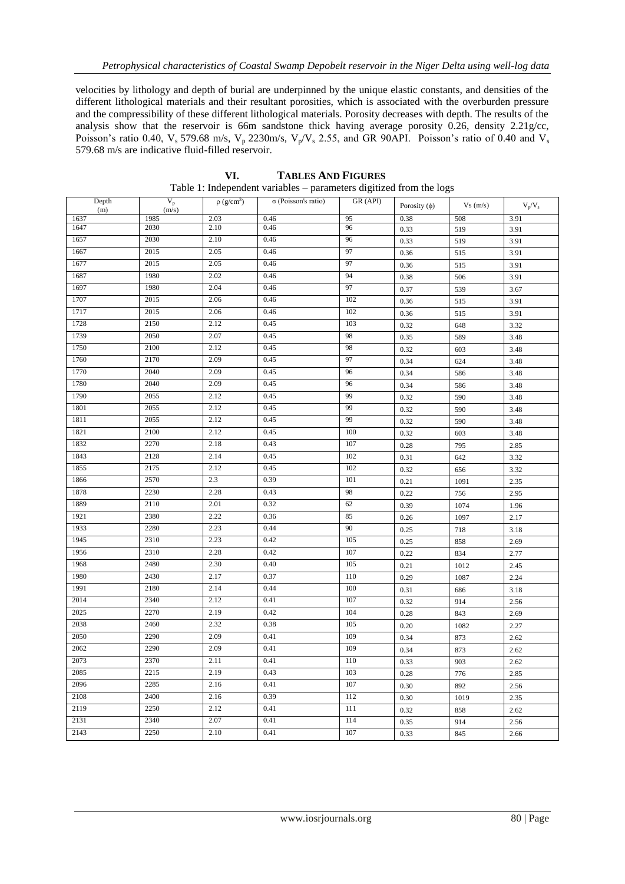velocities by lithology and depth of burial are underpinned by the unique elastic constants, and densities of the different lithological materials and their resultant porosities, which is associated with the overburden pressure and the compressibility of these different lithological materials. Porosity decreases with depth. The results of the analysis show that the reservoir is 66m sandstone thick having average porosity 0.26, density 2.21g/cc, Poisson's ratio 0.40, $V_s$ 579.68 m/s, $V_p$ 2230m/s, $V_p/V_s$ 2.55, and GR 90API. Poisson's ratio of 0.40 and $V_s$ 579.68 m/s are indicative fluid-filled reservoir.

## VI. TABLES AND FIGURES

Table 1: Independent variables – parameters digitized from the logs

| Depth (m) | $V_p$ (m/s) | $\rho$ (g/cm$^3$) | $\sigma$ (Poisson's ratio) | GR (API) | Porosity ($\phi$) | Vs (m/s) | $V_p/V_s$ |
|---|---|---|---|---|---|---|---|
| 1637 | 1985 | 2.03 | 0.46 | 95 | 0.38 | 508 | 3.91 |
| 1647 | 2030 | 2.10 | 0.46 | 96 | 0.33 | 519 | 3.91 |
| 1657 | 2030 | 2.10 | 0.46 | 96 | 0.33 | 519 | 3.91 |
| 1667 | 2015 | 2.05 | 0.46 | 97 | 0.36 | 515 | 3.91 |
| 1677 | 2015 | 2.05 | 0.46 | 97 | 0.36 | 515 | 3.91 |
| 1687 | 1980 | 2.02 | 0.46 | 94 | 0.38 | 506 | 3.91 |
| 1697 | 1980 | 2.04 | 0.46 | 97 | 0.37 | 539 | 3.67 |
| 1707 | 2015 | 2.06 | 0.46 | 102 | 0.36 | 515 | 3.91 |
| 1717 | 2015 | 2.06 | 0.46 | 102 | 0.36 | 515 | 3.91 |
| 1728 | 2150 | 2.12 | 0.45 | 103 | 0.32 | 648 | 3.32 |
| 1739 | 2050 | 2.07 | 0.45 | 98 | 0.35 | 589 | 3.48 |
| 1750 | 2100 | 2.12 | 0.45 | 98 | 0.32 | 603 | 3.48 |
| 1760 | 2170 | 2.09 | 0.45 | 97 | 0.34 | 624 | 3.48 |
| 1770 | 2040 | 2.09 | 0.45 | 96 | 0.34 | 586 | 3.48 |
| 1780 | 2040 | 2.09 | 0.45 | 96 | 0.34 | 586 | 3.48 |
| 1790 | 2055 | 2.12 | 0.45 | 99 | 0.32 | 590 | 3.48 |
| 1801 | 2055 | 2.12 | 0.45 | 99 | 0.32 | 590 | 3.48 |
| 1811 | 2055 | 2.12 | 0.45 | 99 | 0.32 | 590 | 3.48 |
| 1821 | 2100 | 2.12 | 0.45 | 100 | 0.32 | 603 | 3.48 |
| 1832 | 2270 | 2.18 | 0.43 | 107 | 0.28 | 795 | 2.85 |
| 1843 | 2128 | 2.14 | 0.45 | 102 | 0.31 | 642 | 3.32 |
| 1855 | 2175 | 2.12 | 0.45 | 102 | 0.32 | 656 | 3.32 |
| 1866 | 2570 | 2.3 | 0.39 | 101 | 0.21 | 1091 | 2.35 |
| 1878 | 2230 | 2.28 | 0.43 | 98 | 0.22 | 756 | 2.95 |
| 1889 | 2110 | 2.01 | 0.32 | 62 | 0.39 | 1074 | 1.96 |
| 1921 | 2380 | 2.22 | 0.36 | 85 | 0.26 | 1097 | 2.17 |
| 1933 | 2280 | 2.23 | 0.44 | 90 | 0.25 | 718 | 3.18 |
| 1945 | 2310 | 2.23 | 0.42 | 105 | 0.25 | 858 | 2.69 |
| 1956 | 2310 | 2.28 | 0.42 | 107 | 0.22 | 834 | 2.77 |
| 1968 | 2480 | 2.30 | 0.40 | 105 | 0.21 | 1012 | 2.45 |
| 1980 | 2430 | 2.17 | 0.37 | 110 | 0.29 | 1087 | 2.24 |
| 1991 | 2180 | 2.14 | 0.44 | 100 | 0.31 | 686 | 3.18 |
| 2014 | 2340 | 2.12 | 0.41 | 107 | 0.32 | 914 | 2.56 |
| 2025 | 2270 | 2.19 | 0.42 | 104 | 0.28 | 843 | 2.69 |
| 2038 | 2460 | 2.32 | 0.38 | 105 | 0.20 | 1082 | 2.27 |
| 2050 | 2290 | 2.09 | 0.41 | 109 | 0.34 | 873 | 2.62 |
| 2062 | 2290 | 2.09 | 0.41 | 109 | 0.34 | 873 | 2.62 |
| 2073 | 2370 | 2.11 | 0.41 | 110 | 0.33 | 903 | 2.62 |
| 2085 | 2215 | 2.19 | 0.43 | 103 | 0.28 | 776 | 2.85 |
| 2096 | 2285 | 2.16 | 0.41 | 107 | 0.30 | 892 | 2.56 |
| 2108 | 2400 | 2.16 | 0.39 | 112 | 0.30 | 1019 | 2.35 |
| 2119 | 2250 | 2.12 | 0.41 | 111 | 0.32 | 858 | 2.62 |
| 2131 | 2340 | 2.07 | 0.41 | 114 | 0.35 | 914 | 2.56 |
| 2143 | 2250 | 2.10 | 0.41 | 107 | 0.33 | 845 | 2.66 |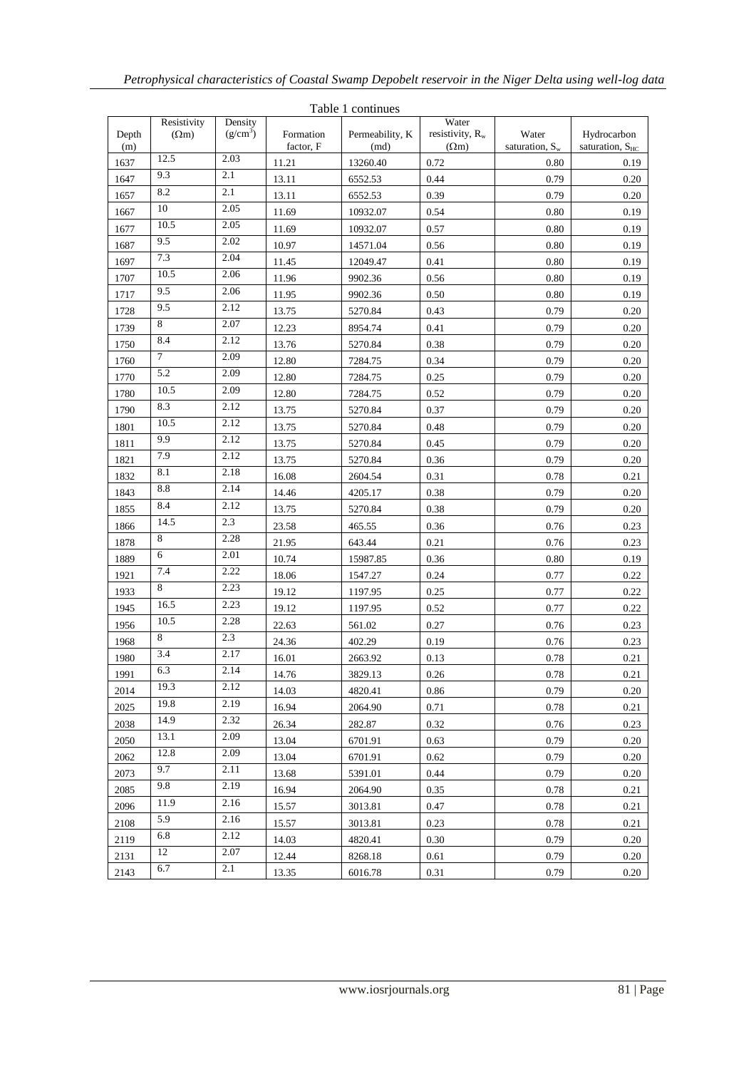Table 1 continues

| Depth (m) | Resistivity (Ωm) | Density (g/cm$^3$) | Formation factor, F | Permeability, K (md) | Water resistivity, $R_w$ (Ωm) | Water saturation, $S_w$ | Hydrocarbon saturation, $S_{HC}$ |
|---|---|---|---|---|---|---|---|
| 1637 | 12.5 | 2.03 | 11.21 | 13260.40 | 0.72 | 0.80 | 0.19 |
| 1647 | 9.3 | 2.1 | 13.11 | 6552.53 | 0.44 | 0.79 | 0.20 |
| 1657 | 8.2 | 2.1 | 13.11 | 6552.53 | 0.39 | 0.79 | 0.20 |
| 1667 | 10 | 2.05 | 11.69 | 10932.07 | 0.54 | 0.80 | 0.19 |
| 1677 | 10.5 | 2.05 | 11.69 | 10932.07 | 0.57 | 0.80 | 0.19 |
| 1687 | 9.5 | 2.02 | 10.97 | 14571.04 | 0.56 | 0.80 | 0.19 |
| 1697 | 7.3 | 2.04 | 11.45 | 12049.47 | 0.41 | 0.80 | 0.19 |
| 1707 | 10.5 | 2.06 | 11.96 | 9902.36 | 0.56 | 0.80 | 0.19 |
| 1717 | 9.5 | 2.06 | 11.95 | 9902.36 | 0.50 | 0.80 | 0.19 |
| 1728 | 9.5 | 2.12 | 13.75 | 5270.84 | 0.43 | 0.79 | 0.20 |
| 1739 | 8 | 2.07 | 12.23 | 8954.74 | 0.41 | 0.79 | 0.20 |
| 1750 | 8.4 | 2.12 | 13.76 | 5270.84 | 0.38 | 0.79 | 0.20 |
| 1760 | 7 | 2.09 | 12.80 | 7284.75 | 0.34 | 0.79 | 0.20 |
| 1770 | 5.2 | 2.09 | 12.80 | 7284.75 | 0.25 | 0.79 | 0.20 |
| 1780 | 10.5 | 2.09 | 12.80 | 7284.75 | 0.52 | 0.79 | 0.20 |
| 1790 | 8.3 | 2.12 | 13.75 | 5270.84 | 0.37 | 0.79 | 0.20 |
| 1801 | 10.5 | 2.12 | 13.75 | 5270.84 | 0.48 | 0.79 | 0.20 |
| 1811 | 9.9 | 2.12 | 13.75 | 5270.84 | 0.45 | 0.79 | 0.20 |
| 1821 | 7.9 | 2.12 | 13.75 | 5270.84 | 0.36 | 0.79 | 0.20 |
| 1832 | 8.1 | 2.18 | 16.08 | 2604.54 | 0.31 | 0.78 | 0.21 |
| 1843 | 8.8 | 2.14 | 14.46 | 4205.17 | 0.38 | 0.79 | 0.20 |
| 1855 | 8.4 | 2.12 | 13.75 | 5270.84 | 0.38 | 0.79 | 0.20 |
| 1866 | 14.5 | 2.3 | 23.58 | 465.55 | 0.36 | 0.76 | 0.23 |
| 1878 | 8 | 2.28 | 21.95 | 643.44 | 0.21 | 0.76 | 0.23 |
| 1889 | 6 | 2.01 | 10.74 | 15987.85 | 0.36 | 0.80 | 0.19 |
| 1921 | 7.4 | 2.22 | 18.06 | 1547.27 | 0.24 | 0.77 | 0.22 |
| 1933 | 8 | 2.23 | 19.12 | 1197.95 | 0.25 | 0.77 | 0.22 |
| 1945 | 16.5 | 2.23 | 19.12 | 1197.95 | 0.52 | 0.77 | 0.22 |
| 1956 | 10.5 | 2.28 | 22.63 | 561.02 | 0.27 | 0.76 | 0.23 |
| 1968 | 8 | 2.3 | 24.36 | 402.29 | 0.19 | 0.76 | 0.23 |
| 1980 | 3.4 | 2.17 | 16.01 | 2663.92 | 0.13 | 0.78 | 0.21 |
| 1991 | 6.3 | 2.14 | 14.76 | 3829.13 | 0.26 | 0.78 | 0.21 |
| 2014 | 19.3 | 2.12 | 14.03 | 4820.41 | 0.86 | 0.79 | 0.20 |
| 2025 | 19.8 | 2.19 | 16.94 | 2064.90 | 0.71 | 0.78 | 0.21 |
| 2038 | 14.9 | 2.32 | 26.34 | 282.87 | 0.32 | 0.76 | 0.23 |
| 2050 | 13.1 | 2.09 | 13.04 | 6701.91 | 0.63 | 0.79 | 0.20 |
| 2062 | 12.8 | 2.09 | 13.04 | 6701.91 | 0.62 | 0.79 | 0.20 |
| 2073 | 9.7 | 2.11 | 13.68 | 5391.01 | 0.44 | 0.79 | 0.20 |
| 2085 | 9.8 | 2.19 | 16.94 | 2064.90 | 0.35 | 0.78 | 0.21 |
| 2096 | 11.9 | 2.16 | 15.57 | 3013.81 | 0.47 | 0.78 | 0.21 |
| 2108 | 5.9 | 2.16 | 15.57 | 3013.81 | 0.23 | 0.78 | 0.21 |
| 2119 | 6.8 | 2.12 | 14.03 | 4820.41 | 0.30 | 0.79 | 0.20 |
| 2131 | 12 | 2.07 | 12.44 | 8268.18 | 0.61 | 0.79 | 0.20 |
| 2143 | 6.7 | 2.1 | 13.35 | 6016.78 | 0.31 | 0.79 | 0.20 |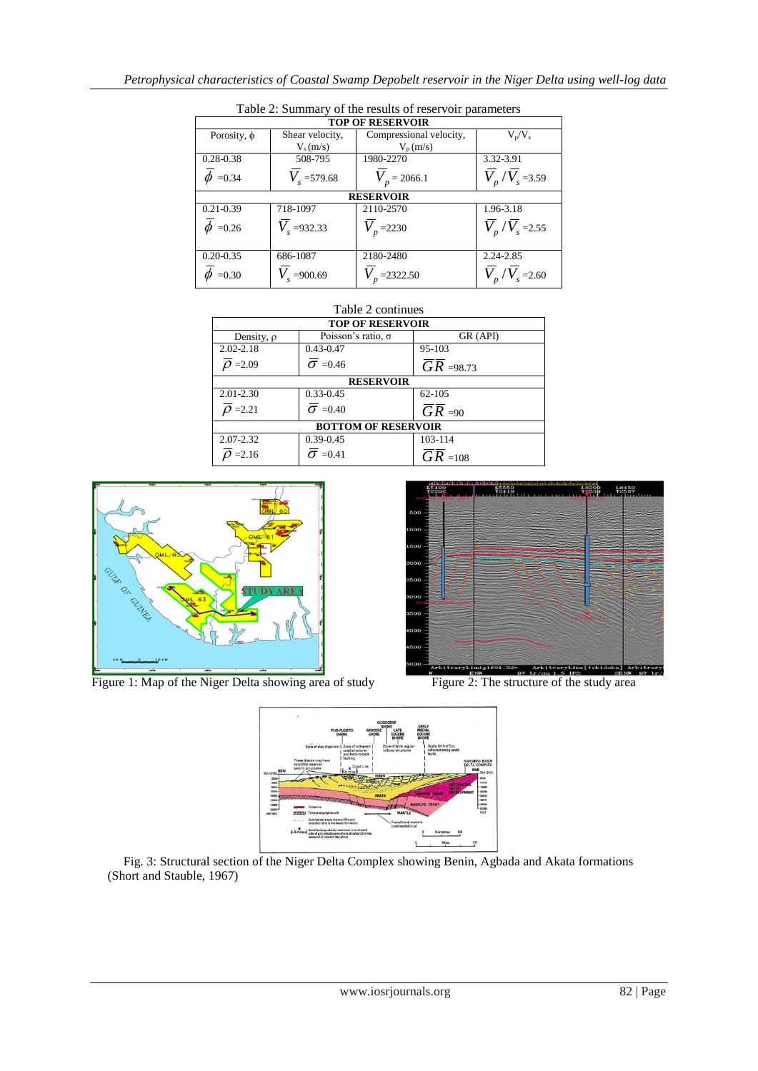Table 2: Summary of the results of reservoir parameters

| Porosity, $\phi$ | Shear velocity, $V_s$ (m/s) | Compressional velocity, $V_p$ (m/s) | $V_p/V_s$ |
|---|---|---|---|
| **TOP OF RESERVOIR** | | | |
| 0.28-0.38 | 508-795 | 1980-2270 | 3.32-3.91 |
| $\overline{\phi}$ =0.34 | $\overline{V_s}$ =579.68 | $\overline{V_p}$ = 2066.1 | $\overline{V_p}/\overline{V_s}$ =3.59 |
| **RESERVOIR** | | | |
| 0.21-0.39 | 718-1097 | 2110-2570 | 1.96-3.18 |
| $\overline{\phi}$ =0.26 | $\overline{V_s}$ =932.33 | $\overline{V_p}$ =2230 | $\overline{V_p}/\overline{V_s}$ =2.55 |
| 0.20-0.35 | 686-1087 | 2180-2480 | 2.24-2.85 |
| $\overline{\phi}$ =0.30 | $\overline{V_s}$ =900.69 | $\overline{V_p}$ =2322.50 | $\overline{V_p}/\overline{V_s}$ =2.60 |

Table 2 continues

| Density, $\rho$ | Poisson's ratio, $\sigma$ | GR (API) |
|---|---|---|
| **TOP OF RESERVOIR** | | |
| 2.02-2.18 | 0.43-0.47 | 95-103 |
| $\overline{\rho}$ =2.09 | $\overline{\sigma}$ =0.46 | $\overline{GR}$ =98.73 |
| **RESERVOIR** | | |
| 2.01-2.30 | 0.33-0.45 | 62-105 |
| $\overline{\rho}$ =2.21 | $\overline{\sigma}$ =0.40 | $\overline{GR}$ =90 |
| **BOTTOM OF RESERVOIR** | | |
| 2.07-2.32 | 0.39-0.45 | 103-114 |
| $\overline{\rho}$ =2.16 | $\overline{\sigma}$ =0.41 | $\overline{GR}$ =108 |

Figure 1: Map of the Niger Delta showing area of study

Figure 2: The structure of the study area

Fig. 3: Structural section of the Niger Delta Complex showing Benin, Agbada and Akata formations (Short and Stauble, 1967)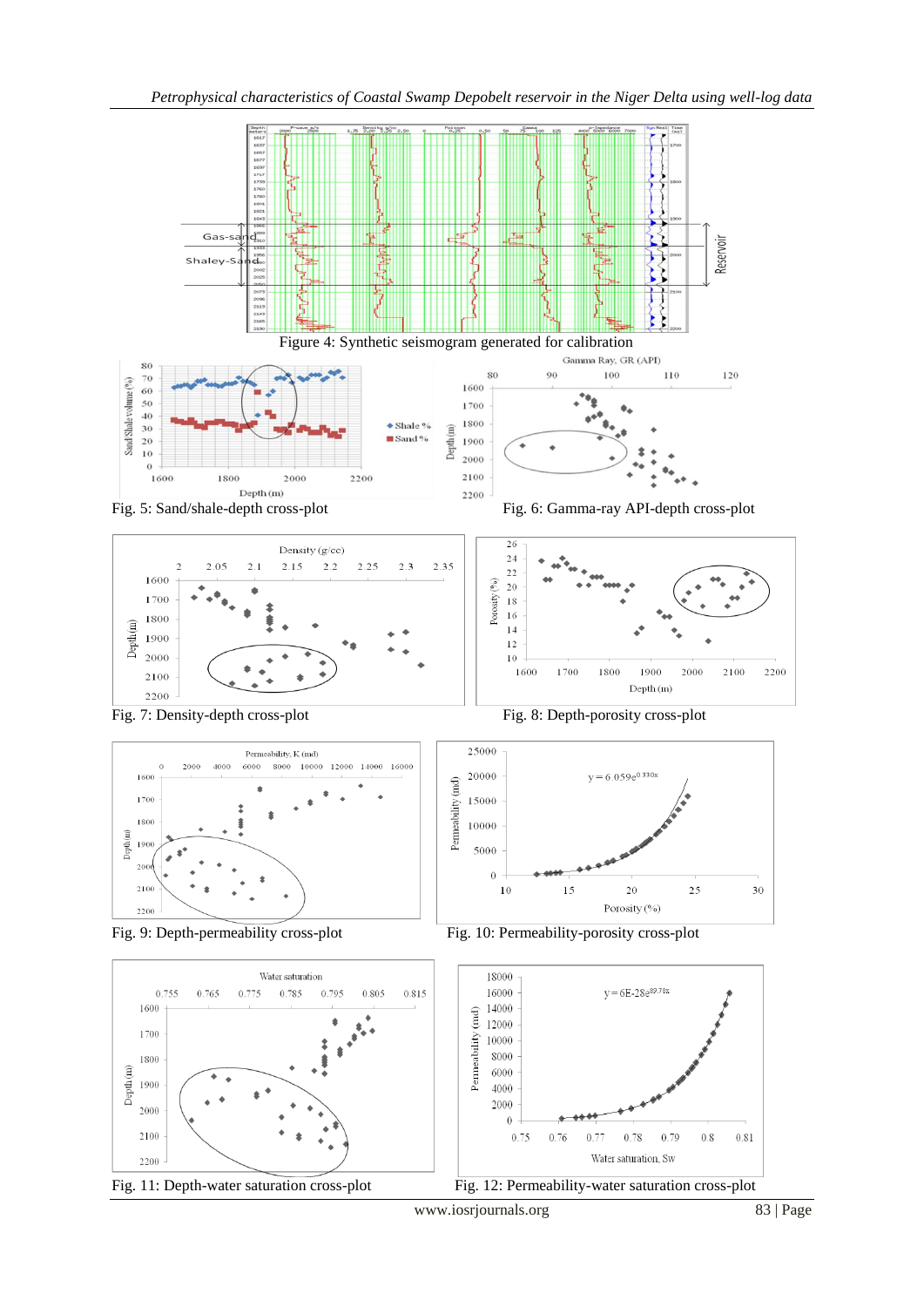Figure 4: Synthetic seismogram generated for calibration

Fig. 5: Sand/shale-depth cross-plot

Fig. 6: Gamma-ray API-depth cross-plot

Fig. 7: Density-depth cross-plot

Fig. 8: Depth-porosity cross-plot

Fig. 9: Depth-permeability cross-plot

Fig. 10: Permeability-porosity cross-plot

Fig. 11: Depth-water saturation cross-plot

Fig. 12: Permeability-water saturation cross-plot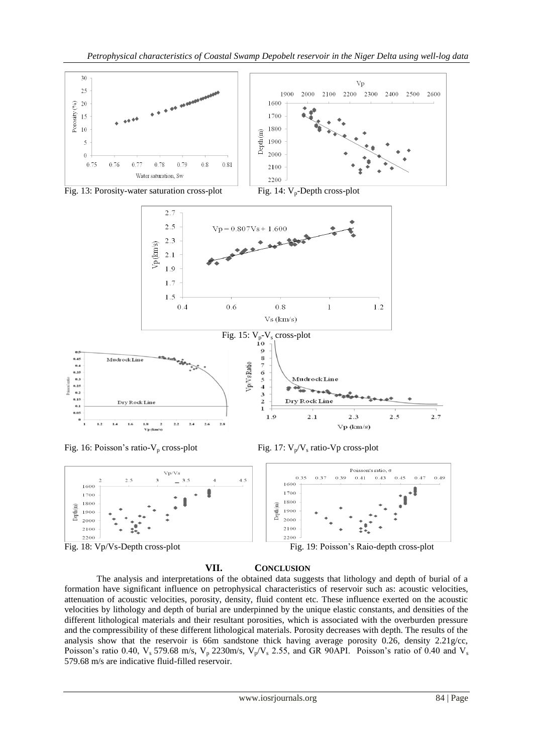Fig. 13: Porosity-water saturation cross-plot

Fig. 14: $V_p$-Depth cross-plot

Fig. 15: $V_p$-$V_s$ cross-plot

Fig. 16: Poisson's ratio-$V_p$ cross-plot

Fig. 17: $V_p/V_s$ ratio-Vp cross-plot

Fig. 18: Vp/Vs-Depth cross-plot

Fig. 19: Poisson's Raio-depth cross-plot

## VII. CONCLUSION

The analysis and interpretations of the obtained data suggests that lithology and depth of burial of a formation have significant influence on petrophysical characteristics of reservoir such as: acoustic velocities, attenuation of acoustic velocities, porosity, density, fluid content etc. These influence exerted on the acoustic velocities by lithology and depth of burial are underpinned by the unique elastic constants, and densities of the different lithological materials and their resultant porosities, which is associated with the overburden pressure and the compressibility of these different lithological materials. Porosity decreases with depth. The results of the analysis show that the reservoir is 66m sandstone thick having average porosity 0.26, density 2.21g/cc, Poisson's ratio 0.40, $V_s$ 579.68 m/s, $V_p$ 2230m/s, $V_p/V_s$ 2.55, and GR 90API. Poisson's ratio of 0.40 and $V_s$ 579.68 m/s are indicative fluid-filled reservoir.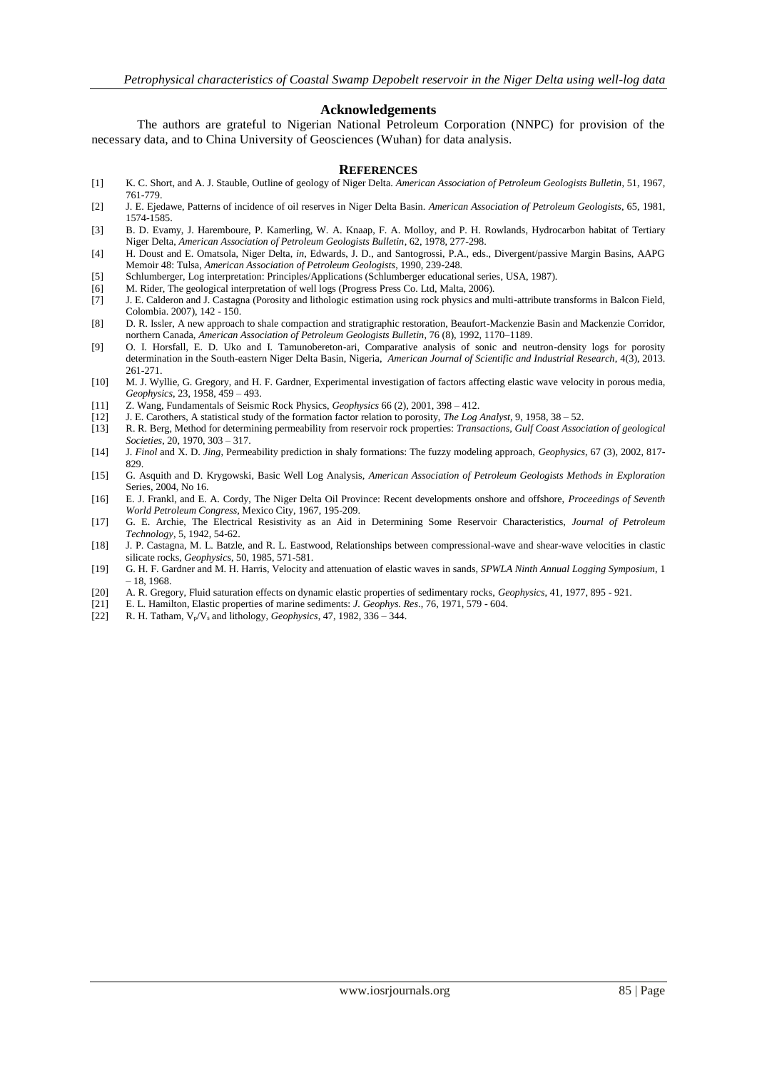## Acknowledgements

The authors are grateful to Nigerian National Petroleum Corporation (NNPC) for provision of the necessary data, and to China University of Geosciences (Wuhan) for data analysis.

## REFERENCES

[1] K. C. Short, and A. J. Stauble, Outline of geology of Niger Delta. *American Association of Petroleum Geologists Bulletin*, 51, 1967, 761-779.

[2] J. E. Ejedawe, Patterns of incidence of oil reserves in Niger Delta Basin. *American Association of Petroleum Geologists*, 65, 1981, 1574-1585.

[3] B. D. Evamy, J. Haremboure, P. Kamerling, W. A. Knaap, F. A. Molloy, and P. H. Rowlands, Hydrocarbon habitat of Tertiary Niger Delta, *American Association of Petroleum Geologists Bulletin*, 62, 1978, 277-298.

[4] H. Doust and E. Omatsola, Niger Delta, *in*, Edwards, J. D., and Santogrossi, P.A., eds., Divergent/passive Margin Basins, AAPG Memoir 48: Tulsa, *American Association of Petroleum Geologists*, 1990, 239-248.

[5] Schlumberger, Log interpretation: Principles/Applications (Schlumberger educational series, USA, 1987).

[6] M. Rider, The geological interpretation of well logs (Progress Press Co. Ltd, Malta, 2006).

[7] J. E. Calderon and J. Castagna (Porosity and lithologic estimation using rock physics and multi-attribute transforms in Balcon Field, Colombia. 2007), 142 - 150.

[8] D. R. Issler, A new approach to shale compaction and stratigraphic restoration, Beaufort-Mackenzie Basin and Mackenzie Corridor, northern Canada, *American Association of Petroleum Geologists Bulletin*, 76 (8), 1992, 1170–1189.

[9] O. I. Horsfall, E. D. Uko and I. Tamunobereton-ari, Comparative analysis of sonic and neutron-density logs for porosity determination in the South-eastern Niger Delta Basin, Nigeria, *American Journal of Scientific and Industrial Research*, 4(3), 2013. 261-271.

[10] M. J. Wyllie, G. Gregory, and H. F. Gardner, Experimental investigation of factors affecting elastic wave velocity in porous media, *Geophysics*, 23, 1958, 459 – 493.

[11] Z. Wang, Fundamentals of Seismic Rock Physics, *Geophysics* 66 (2), 2001, 398 – 412.

[12] J. E. Carothers, A statistical study of the formation factor relation to porosity, *The Log Analyst*, 9, 1958, 38 – 52.

[13] R. R. Berg, Method for determining permeability from reservoir rock properties: *Transactions, Gulf Coast Association of geological Societies*, 20, 1970, 303 – 317.

[14] J. *Finol* and X. D. *Jing*, Permeability prediction in shaly formations: The fuzzy modeling approach, *Geophysics*, 67 (3), 2002, 817-829.

[15] G. Asquith and D. Krygowski, Basic Well Log Analysis, *American Association of Petroleum Geologists Methods in Exploration* Series, 2004, No 16.

[16] E. J. Frankl, and E. A. Cordy, The Niger Delta Oil Province: Recent developments onshore and offshore, *Proceedings of Seventh World Petroleum Congress*, Mexico City, 1967, 195-209.

[17] G. E. Archie, The Electrical Resistivity as an Aid in Determining Some Reservoir Characteristics, *Journal of Petroleum Technology*, 5, 1942, 54-62.

[18] J. P. Castagna, M. L. Batzle, and R. L. Eastwood, Relationships between compressional-wave and shear-wave velocities in clastic silicate rocks, *Geophysics*, 50, 1985, 571-581.

[19] G. H. F. Gardner and M. H. Harris, Velocity and attenuation of elastic waves in sands, *SPWLA Ninth Annual Logging Symposium*, 1 – 18, 1968.

[20] A. R. Gregory, Fluid saturation effects on dynamic elastic properties of sedimentary rocks, *Geophysics*, 41, 1977, 895 - 921.

[21] E. L. Hamilton, Elastic properties of marine sediments: *J. Geophys. Res*., 76, 1971, 579 - 604.

[22] R. H. Tatham, $V_p/V_s$ and lithology, *Geophysics*, 47, 1982, 336 – 344.